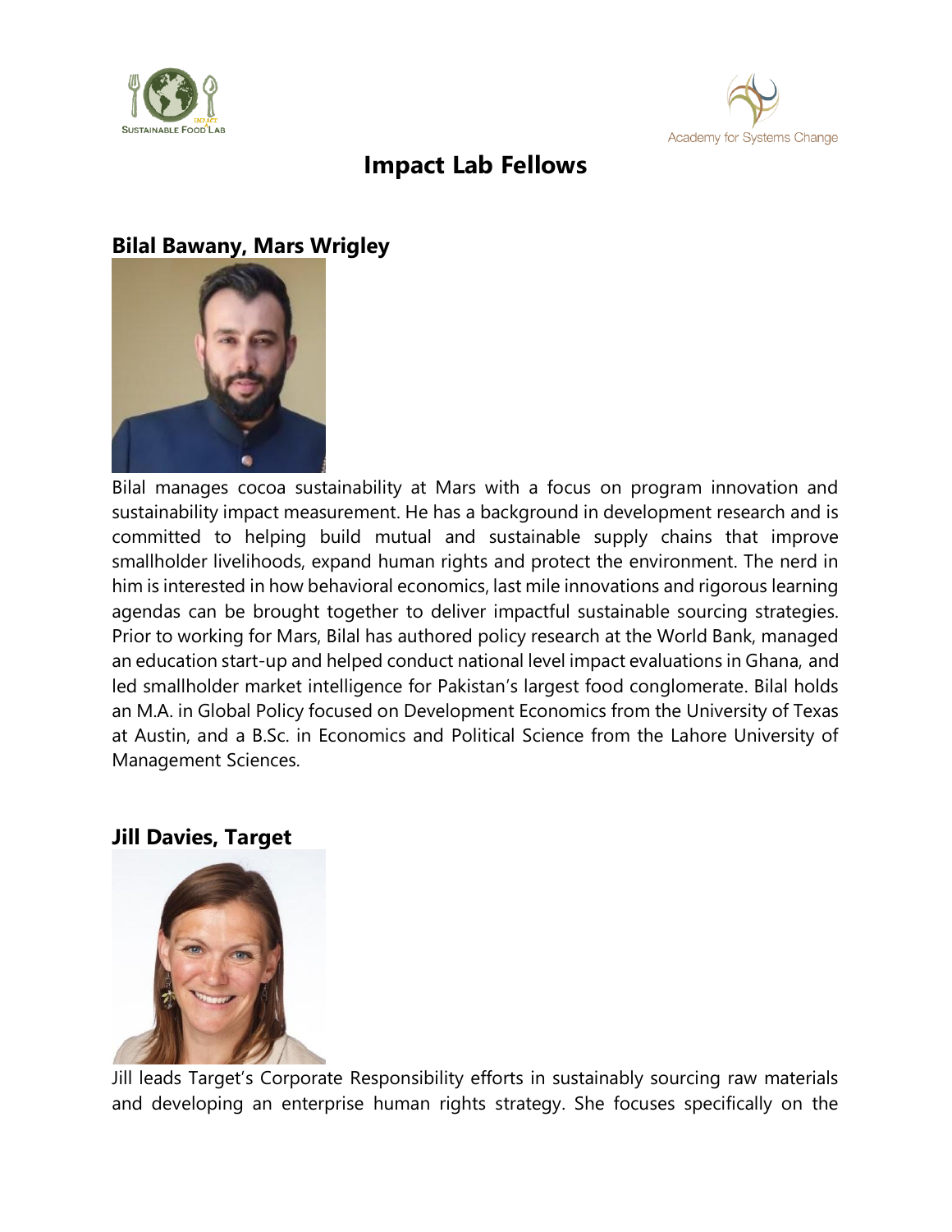# Impact Lab Fellows

## Bilal Bawany, Mars Wrigley

Bilal manages cocoa sustainability at Mars with a focus on program innovation and sustainability impact measurement. He has a background in development research and is committed to helping build mutual and sustainable supply chains that improve smallholder livelihoods, expand human rights and protect the environment. The nerd in him is interested in how behavioral economics, last mile innovations and rigorous learning agendas can be brought together to deliver impactful sustainable sourcing strategies. Prior to working for Mars, Bilal has authored policy research at the World Bank, managed an education start-up and helped conduct national level impact evaluations in Ghana, and led smallholder market intelligence for Pakistan's largest food conglomerate. Bilal holds an M.A. in Global Policy focused on Development Economics from the University of Texas at Austin, and a B.Sc. in Economics and Political Science from the Lahore University of Management Sciences.

## Jill Davies, Target

Jill leads Target's Corporate Responsibility efforts in sustainably sourcing raw materials and developing an enterprise human rights strategy. She focuses specifically on the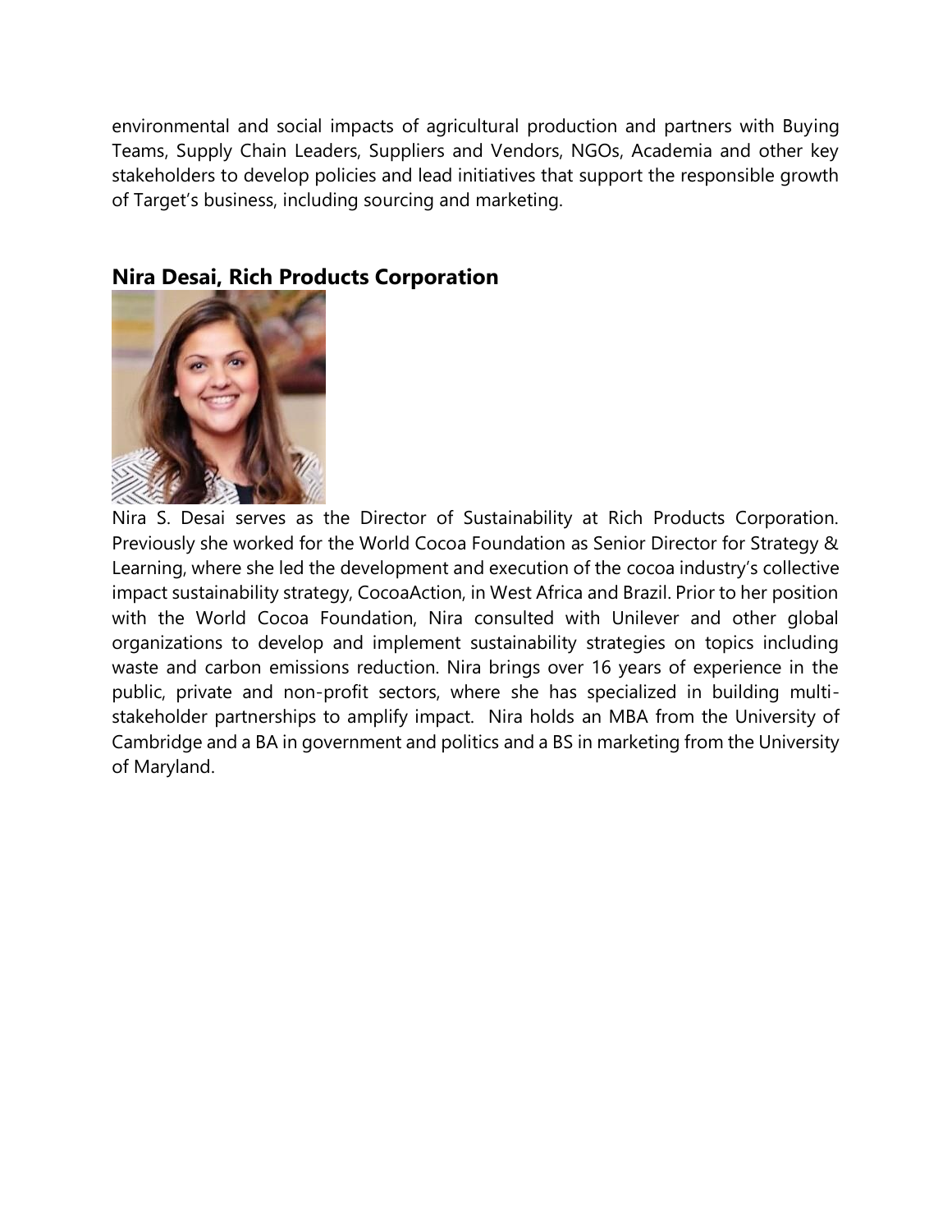environmental and social impacts of agricultural production and partners with Buying Teams, Supply Chain Leaders, Suppliers and Vendors, NGOs, Academia and other key stakeholders to develop policies and lead initiatives that support the responsible growth of Target's business, including sourcing and marketing.

## Nira Desai, Rich Products Corporation

Nira S. Desai serves as the Director of Sustainability at Rich Products Corporation. Previously she worked for the World Cocoa Foundation as Senior Director for Strategy & Learning, where she led the development and execution of the cocoa industry's collective impact sustainability strategy, CocoaAction, in West Africa and Brazil. Prior to her position with the World Cocoa Foundation, Nira consulted with Unilever and other global organizations to develop and implement sustainability strategies on topics including waste and carbon emissions reduction. Nira brings over 16 years of experience in the public, private and non-profit sectors, where she has specialized in building multi-stakeholder partnerships to amplify impact. Nira holds an MBA from the University of Cambridge and a BA in government and politics and a BS in marketing from the University of Maryland.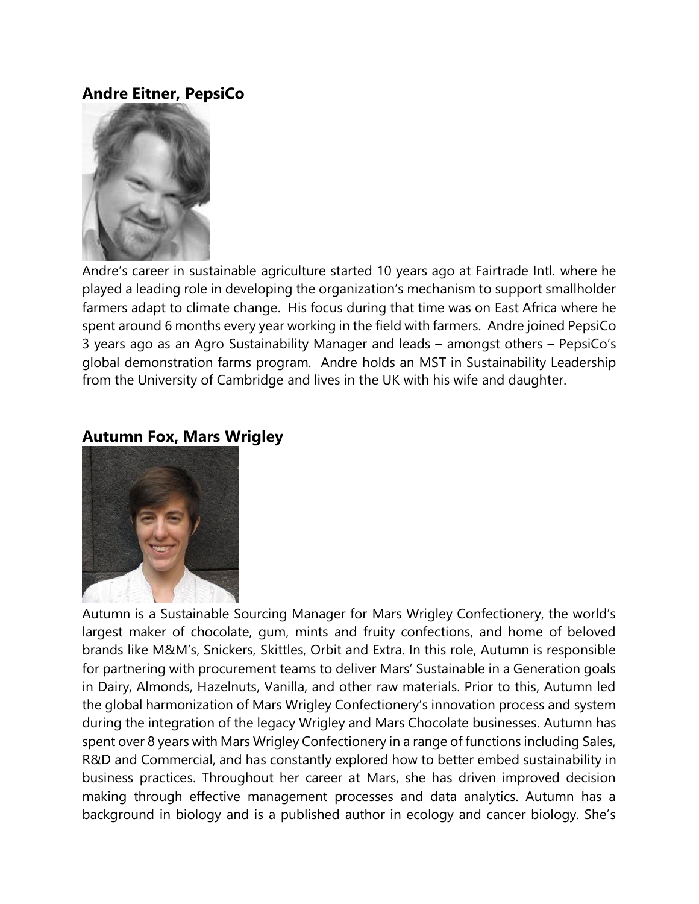## Andre Eitner, PepsiCo

Andre's career in sustainable agriculture started 10 years ago at Fairtrade Intl. where he played a leading role in developing the organization's mechanism to support smallholder farmers adapt to climate change. His focus during that time was on East Africa where he spent around 6 months every year working in the field with farmers. Andre joined PepsiCo 3 years ago as an Agro Sustainability Manager and leads – amongst others – PepsiCo's global demonstration farms program. Andre holds an MST in Sustainability Leadership from the University of Cambridge and lives in the UK with his wife and daughter.

## Autumn Fox, Mars Wrigley

Autumn is a Sustainable Sourcing Manager for Mars Wrigley Confectionery, the world's largest maker of chocolate, gum, mints and fruity confections, and home of beloved brands like M&M's, Snickers, Skittles, Orbit and Extra. In this role, Autumn is responsible for partnering with procurement teams to deliver Mars' Sustainable in a Generation goals in Dairy, Almonds, Hazelnuts, Vanilla, and other raw materials. Prior to this, Autumn led the global harmonization of Mars Wrigley Confectionery's innovation process and system during the integration of the legacy Wrigley and Mars Chocolate businesses. Autumn has spent over 8 years with Mars Wrigley Confectionery in a range of functions including Sales, R&D and Commercial, and has constantly explored how to better embed sustainability in business practices. Throughout her career at Mars, she has driven improved decision making through effective management processes and data analytics. Autumn has a background in biology and is a published author in ecology and cancer biology. She's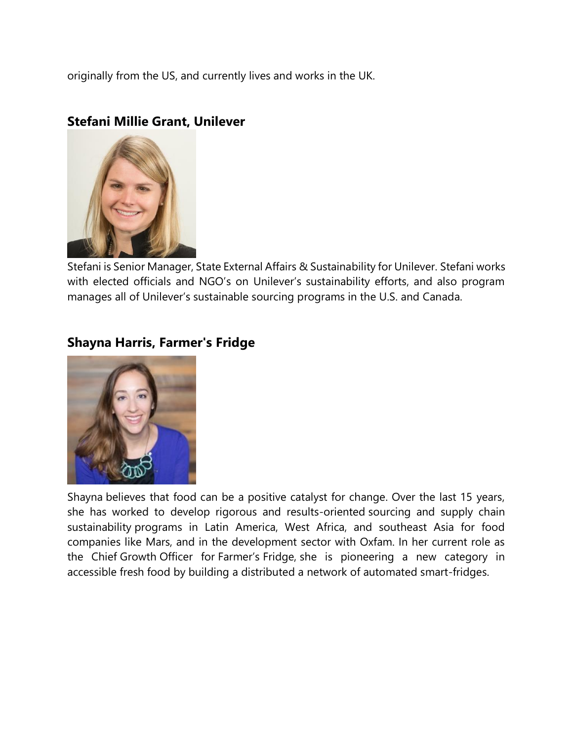originally from the US, and currently lives and works in the UK.

### Stefani Millie Grant, Unilever

Stefani is Senior Manager, State External Affairs & Sustainability for Unilever. Stefani works with elected officials and NGO's on Unilever's sustainability efforts, and also program manages all of Unilever's sustainable sourcing programs in the U.S. and Canada.

### Shayna Harris, Farmer's Fridge

Shayna believes that food can be a positive catalyst for change. Over the last 15 years, she has worked to develop rigorous and results-oriented sourcing and supply chain sustainability programs in Latin America, West Africa, and southeast Asia for food companies like Mars, and in the development sector with Oxfam. In her current role as the Chief Growth Officer for Farmer's Fridge, she is pioneering a new category in accessible fresh food by building a distributed a network of automated smart-fridges.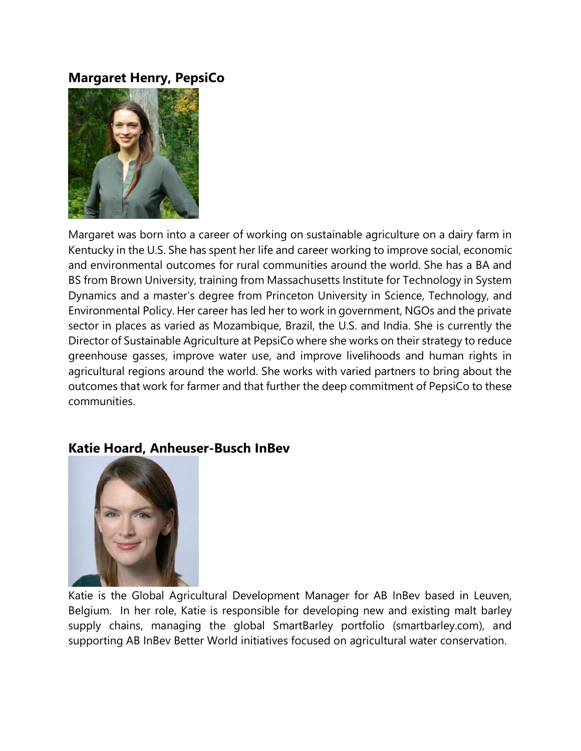**Margaret Henry, PepsiCo**

Margaret was born into a career of working on sustainable agriculture on a dairy farm in Kentucky in the U.S. She has spent her life and career working to improve social, economic and environmental outcomes for rural communities around the world. She has a BA and BS from Brown University, training from Massachusetts Institute for Technology in System Dynamics and a master's degree from Princeton University in Science, Technology, and Environmental Policy. Her career has led her to work in government, NGOs and the private sector in places as varied as Mozambique, Brazil, the U.S. and India. She is currently the Director of Sustainable Agriculture at PepsiCo where she works on their strategy to reduce greenhouse gasses, improve water use, and improve livelihoods and human rights in agricultural regions around the world. She works with varied partners to bring about the outcomes that work for farmer and that further the deep commitment of PepsiCo to these communities.

**Katie Hoard, Anheuser-Busch InBev**

Katie is the Global Agricultural Development Manager for AB InBev based in Leuven, Belgium. In her role, Katie is responsible for developing new and existing malt barley supply chains, managing the global SmartBarley portfolio (smartbarley.com), and supporting AB InBev Better World initiatives focused on agricultural water conservation.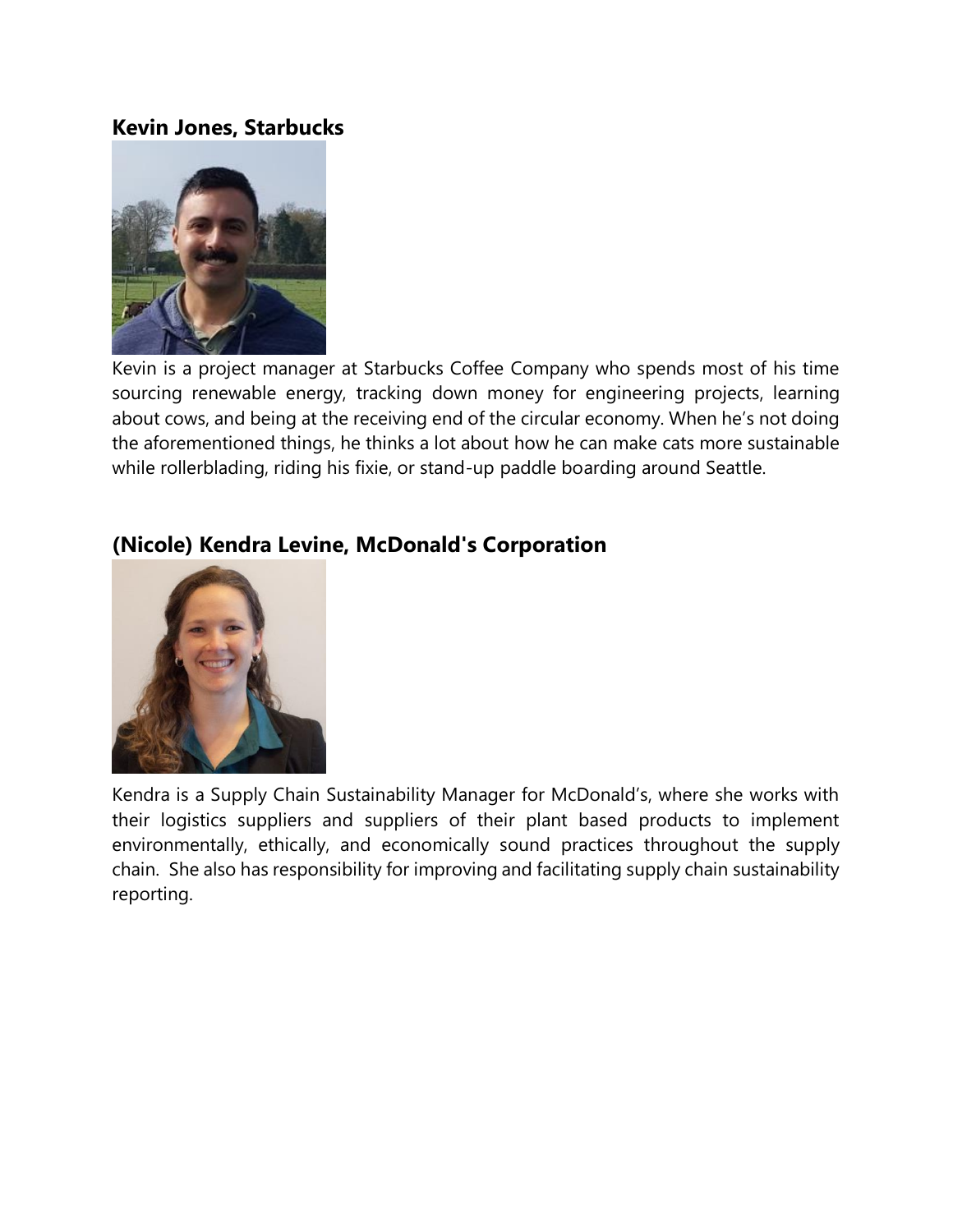### **Kevin Jones, Starbucks**

Kevin is a project manager at Starbucks Coffee Company who spends most of his time sourcing renewable energy, tracking down money for engineering projects, learning about cows, and being at the receiving end of the circular economy. When he's not doing the aforementioned things, he thinks a lot about how he can make cats more sustainable while rollerblading, riding his fixie, or stand-up paddle boarding around Seattle.

### **(Nicole) Kendra Levine, McDonald's Corporation**

Kendra is a Supply Chain Sustainability Manager for McDonald's, where she works with their logistics suppliers and suppliers of their plant based products to implement environmentally, ethically, and economically sound practices throughout the supply chain. She also has responsibility for improving and facilitating supply chain sustainability reporting.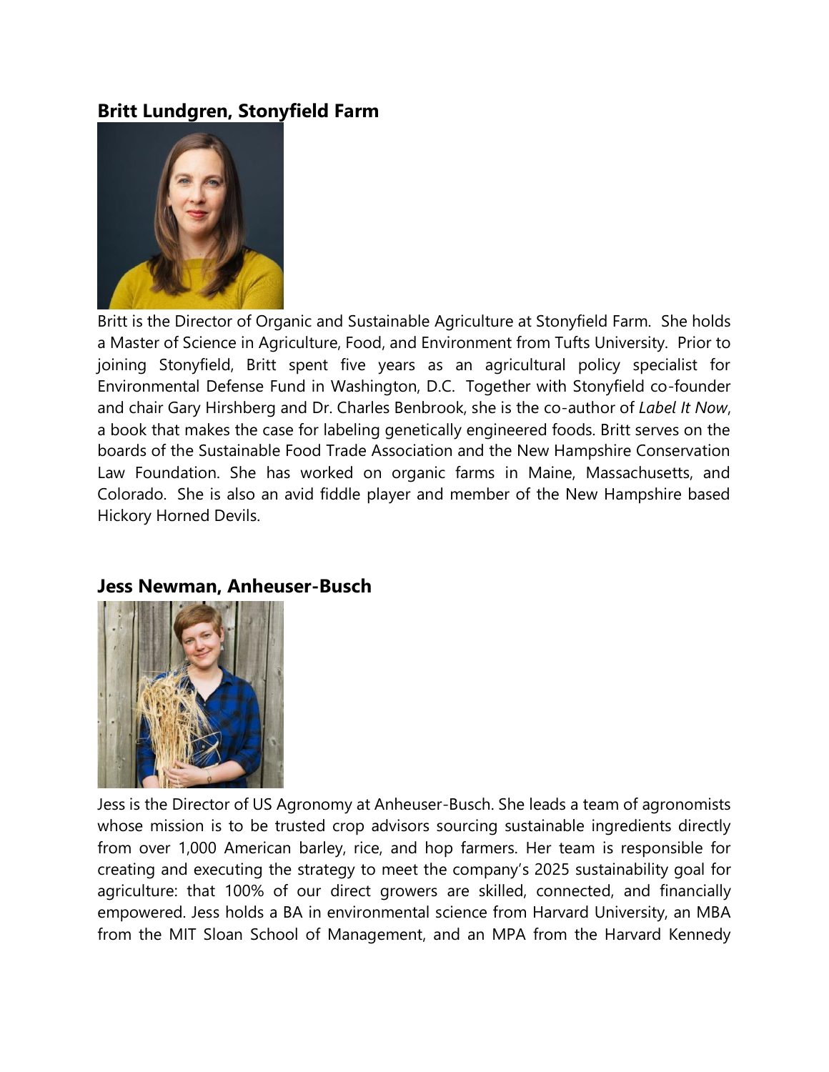### Britt Lundgren, Stonyfield Farm

Britt is the Director of Organic and Sustainable Agriculture at Stonyfield Farm. She holds a Master of Science in Agriculture, Food, and Environment from Tufts University. Prior to joining Stonyfield, Britt spent five years as an agricultural policy specialist for Environmental Defense Fund in Washington, D.C. Together with Stonyfield co-founder and chair Gary Hirshberg and Dr. Charles Benbrook, she is the co-author of *Label It Now*, a book that makes the case for labeling genetically engineered foods. Britt serves on the boards of the Sustainable Food Trade Association and the New Hampshire Conservation Law Foundation. She has worked on organic farms in Maine, Massachusetts, and Colorado. She is also an avid fiddle player and member of the New Hampshire based Hickory Horned Devils.

### Jess Newman, Anheuser-Busch

Jess is the Director of US Agronomy at Anheuser-Busch. She leads a team of agronomists whose mission is to be trusted crop advisors sourcing sustainable ingredients directly from over 1,000 American barley, rice, and hop farmers. Her team is responsible for creating and executing the strategy to meet the company's 2025 sustainability goal for agriculture: that 100% of our direct growers are skilled, connected, and financially empowered. Jess holds a BA in environmental science from Harvard University, an MBA from the MIT Sloan School of Management, and an MPA from the Harvard Kennedy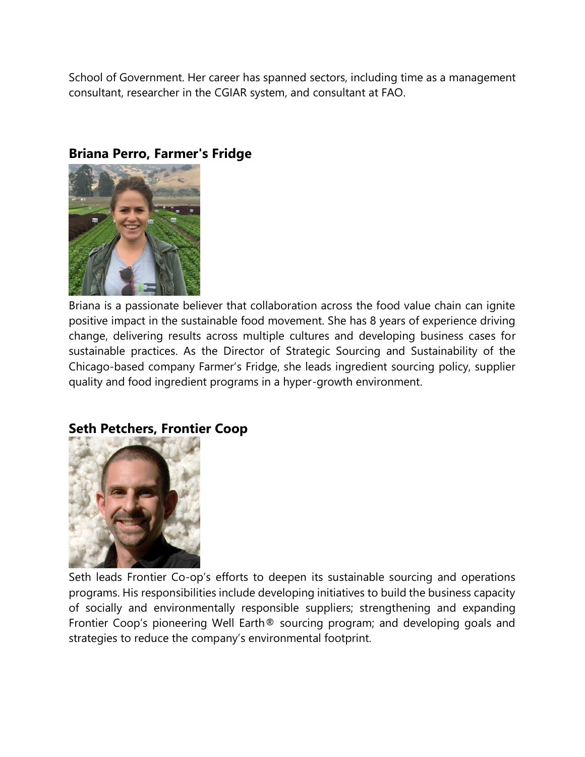School of Government. Her career has spanned sectors, including time as a management consultant, researcher in the CGIAR system, and consultant at FAO.

### Briana Perro, Farmer's Fridge

Briana is a passionate believer that collaboration across the food value chain can ignite positive impact in the sustainable food movement. She has 8 years of experience driving change, delivering results across multiple cultures and developing business cases for sustainable practices. As the Director of Strategic Sourcing and Sustainability of the Chicago-based company Farmer's Fridge, she leads ingredient sourcing policy, supplier quality and food ingredient programs in a hyper-growth environment.

### Seth Petchers, Frontier Coop

Seth leads Frontier Co-op's efforts to deepen its sustainable sourcing and operations programs. His responsibilities include developing initiatives to build the business capacity of socially and environmentally responsible suppliers; strengthening and expanding Frontier Coop's pioneering Well Earth® sourcing program; and developing goals and strategies to reduce the company's environmental footprint.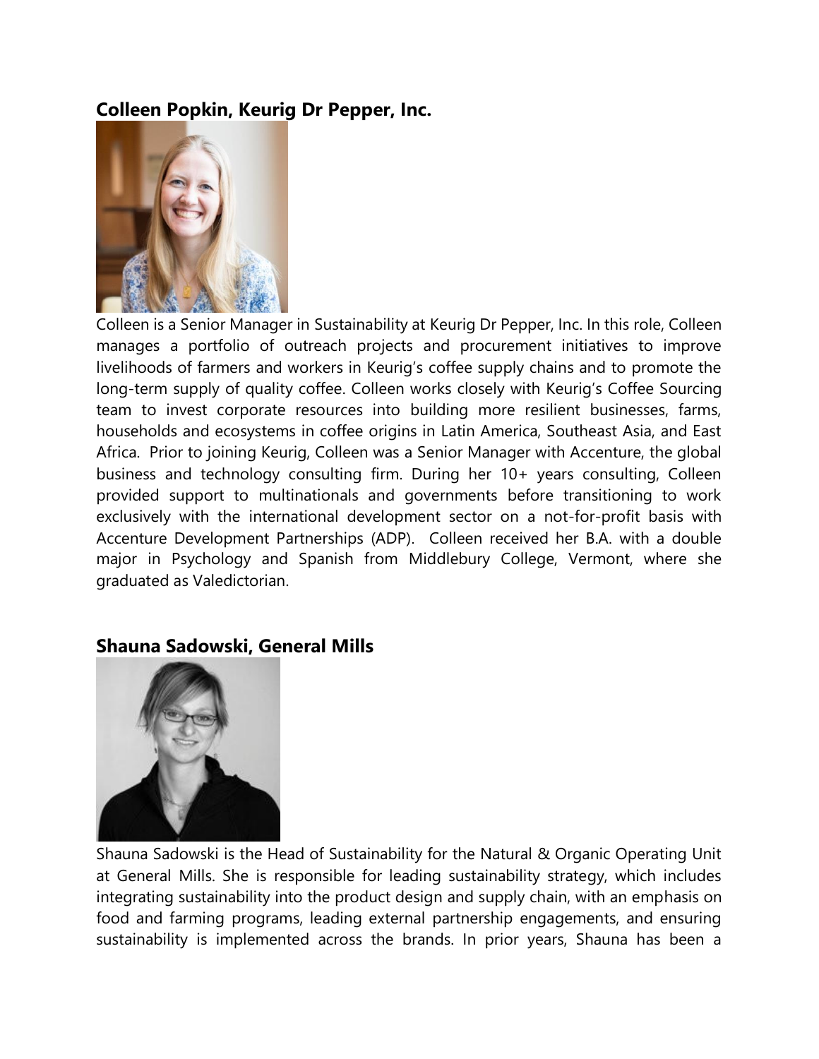## Colleen Popkin, Keurig Dr Pepper, Inc.

Colleen is a Senior Manager in Sustainability at Keurig Dr Pepper, Inc. In this role, Colleen manages a portfolio of outreach projects and procurement initiatives to improve livelihoods of farmers and workers in Keurig's coffee supply chains and to promote the long-term supply of quality coffee. Colleen works closely with Keurig's Coffee Sourcing team to invest corporate resources into building more resilient businesses, farms, households and ecosystems in coffee origins in Latin America, Southeast Asia, and East Africa. Prior to joining Keurig, Colleen was a Senior Manager with Accenture, the global business and technology consulting firm. During her 10+ years consulting, Colleen provided support to multinationals and governments before transitioning to work exclusively with the international development sector on a not-for-profit basis with Accenture Development Partnerships (ADP). Colleen received her B.A. with a double major in Psychology and Spanish from Middlebury College, Vermont, where she graduated as Valedictorian.

## Shauna Sadowski, General Mills

Shauna Sadowski is the Head of Sustainability for the Natural & Organic Operating Unit at General Mills. She is responsible for leading sustainability strategy, which includes integrating sustainability into the product design and supply chain, with an emphasis on food and farming programs, leading external partnership engagements, and ensuring sustainability is implemented across the brands. In prior years, Shauna has been a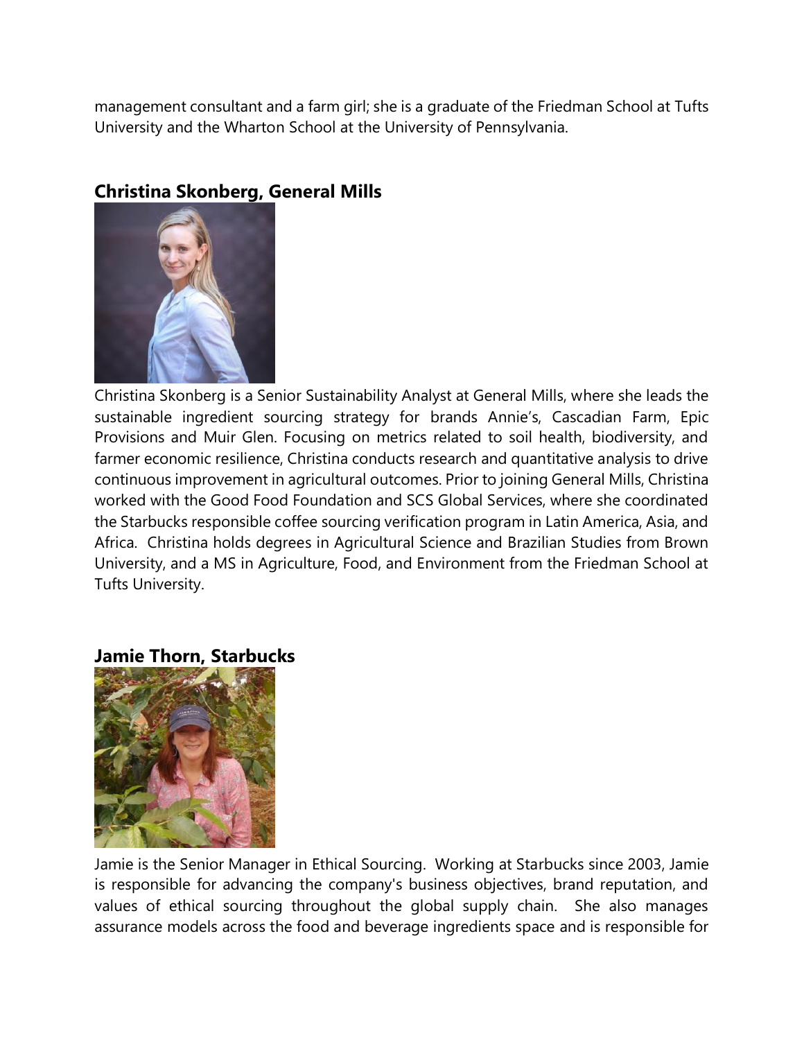management consultant and a farm girl; she is a graduate of the Friedman School at Tufts University and the Wharton School at the University of Pennsylvania.

## Christina Skonberg, General Mills

Christina Skonberg is a Senior Sustainability Analyst at General Mills, where she leads the sustainable ingredient sourcing strategy for brands Annie's, Cascadian Farm, Epic Provisions and Muir Glen. Focusing on metrics related to soil health, biodiversity, and farmer economic resilience, Christina conducts research and quantitative analysis to drive continuous improvement in agricultural outcomes. Prior to joining General Mills, Christina worked with the Good Food Foundation and SCS Global Services, where she coordinated the Starbucks responsible coffee sourcing verification program in Latin America, Asia, and Africa. Christina holds degrees in Agricultural Science and Brazilian Studies from Brown University, and a MS in Agriculture, Food, and Environment from the Friedman School at Tufts University.

## Jamie Thorn, Starbucks

Jamie is the Senior Manager in Ethical Sourcing. Working at Starbucks since 2003, Jamie is responsible for advancing the company's business objectives, brand reputation, and values of ethical sourcing throughout the global supply chain. She also manages assurance models across the food and beverage ingredients space and is responsible for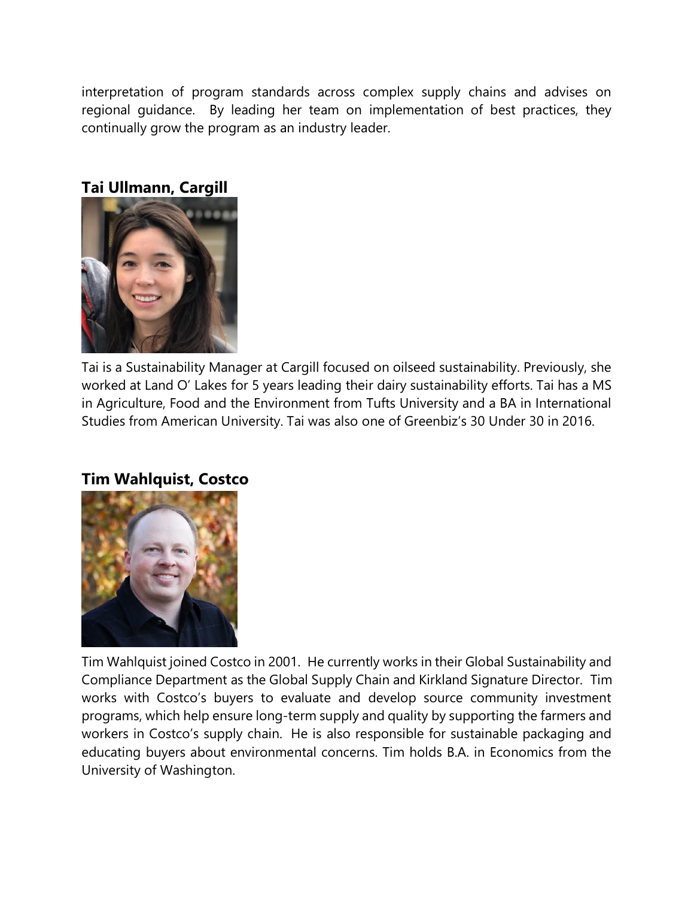interpretation of program standards across complex supply chains and advises on regional guidance. By leading her team on implementation of best practices, they continually grow the program as an industry leader.

## Tai Ullmann, Cargill

Tai is a Sustainability Manager at Cargill focused on oilseed sustainability. Previously, she worked at Land O' Lakes for 5 years leading their dairy sustainability efforts. Tai has a MS in Agriculture, Food and the Environment from Tufts University and a BA in International Studies from American University. Tai was also one of Greenbiz's 30 Under 30 in 2016.

## Tim Wahlquist, Costco

Tim Wahlquist joined Costco in 2001. He currently works in their Global Sustainability and Compliance Department as the Global Supply Chain and Kirkland Signature Director. Tim works with Costco's buyers to evaluate and develop source community investment programs, which help ensure long-term supply and quality by supporting the farmers and workers in Costco's supply chain. He is also responsible for sustainable packaging and educating buyers about environmental concerns. Tim holds B.A. in Economics from the University of Washington.